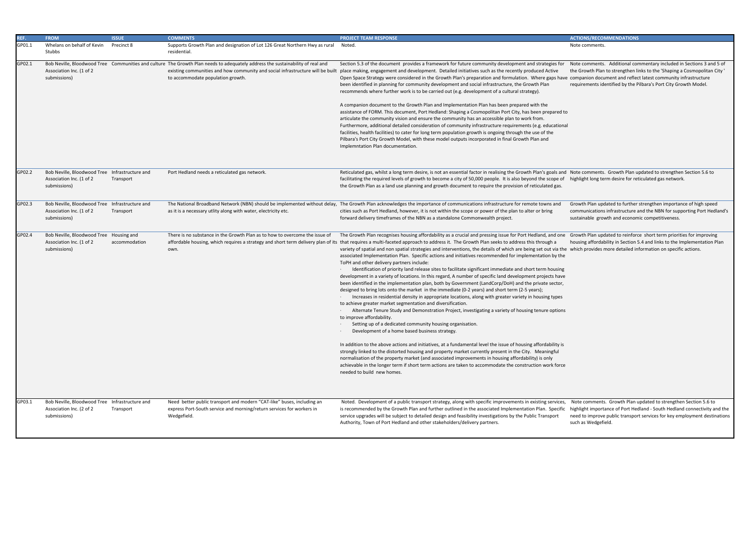| REF. | FROM | ISSUE | COMMENTS | PROJECT TEAM RESPONSE | ACTIONS/RECOMMENDATIONS |
|---|---|---|---|---|---|
| GP01.1 | Whelans on behalf of Kevin Stubbs | Precinct 8 | Supports Growth Plan and designation of Lot 126 Great Northern Hwy as rural residential. | Noted. | Note comments. |
| GP02.1 | Bob Neville, Bloodwood Tree Association Inc. (1 of 2 submissions) | Communities and culture | The Growth Plan needs to adequately address the sustainability of real and existing communities and how community and social infrastructure will be built to accommodate population growth. | Section 5.3 of the document provides a framework for future community development and strategies for place making, engagement and development. Detailed initiatives such as the recently produced Active Open Space Strategy were considered in the Growth Plan's preparation and formulation. Where gaps have been identified in planning for community development and social infrastructure, the Growth Plan recommends where further work is to be carried out (e.g. development of a cultural strategy).<br><br>A companion document to the Growth Plan and Implementation Plan has been prepared with the assistance of FORM. This document, Port Hedland: Shaping a Cosmopolitan Port City, has been prepared to articulate the community vision and ensure the community has an accessible plan to work from. Furthermore, additional detailed consideration of community infrastructure requirements (e.g. educational facilities, health facilities) to cater for long term population growth is ongoing through the use of the Pilbara's Port City Growth Model, with these model outputs incorporated in final Growth Plan and Implemntation Plan documentation. | Note comments. Additional commentary included in Sections 3 and 5 of the Growth Plan to strengthen links to the 'Shaping a Cosmopolitan City ' companion document and reflect latest community infrastructure requirements identified by the Pilbara's Port City Growth Model. |
| GP02.2 | Bob Neville, Bloodwood Tree Association Inc. (1 of 2 submissions) | Infrastructure and Transport | Port Hedland needs a reticulated gas network. | Reticulated gas, whilst a long term desire, is not an essential factor in realising the Growth Plan's goals and facilitating the required levels of growth to become a city of 50,000 people. It is also beyond the scope of the Growth Plan as a land use planning and growth document to require the provision of reticulated gas. | Note comments. Growth Plan updated to strengthen Section 5.6 to highlight long term desire for reticulated gas network. |
| GP02.3 | Bob Neville, Bloodwood Tree Association Inc. (1 of 2 submissions) | Infrastructure and Transport | The National Broadband Network (NBN) should be implemented without delay, as it is a necessary utlity along with water, electricity etc. | The Growth Plan acknowledges the importance of communications infrastructure for remote towns and cities such as Port Hedland, however, it is not within the scope or power of the plan to alter or bring forward delivery timeframes of the NBN as a standalone Commonwealth project. | Growth Plan updated to further strengthen importance of high speed communications infrastructure and the NBN for supporting Port Hedland's sustainable growth and economic competitiveness. |
| GP02.4 | Bob Neville, Bloodwood Tree Association Inc. (1 of 2 submissions) | Housing and accommodation | There is no substance in the Growth Plan as to how to overcome the issue of affordable housing, which requires a strategy and short term delivery plan of its own. | The Growth Plan recognises housing affordability as a crucial and pressing issue for Port Hedland, and one that requires a multi-faceted approach to address it. The Growth Plan seeks to address this through a variety of spatial and non spatial strategies and interventions, the details of which are being set out via the associated Implementation Plan. Specific actions and initiatives recommended for implementation by the ToPH and other delivery partners include:<br>· Identification of priority land release sites to facilitate significant immediate and short term housing development in a variety of locations. In this regard, A number of specific land development projects have been identified in the implementation plan, both by Government (LandCorp/DoH) and the private sector, designed to bring lots onto the market in the immediate (0-2 years) and short term (2-5 years);<br>· Increases in residential density in appropriate locations, along with greater variety in housing types to achieve greater market segmentation and diversification.<br>· Alternate Tenure Study and Demonstration Project, investigating a variety of housing tenure options to improve affordability.<br>· Setting up of a dedicated community housing organisation.<br>· Development of a home based business strategy.<br><br>In addition to the above actions and initiatives, at a fundamental level the issue of housing affordability is strongly linked to the distorted housing and property market currently present in the City. Meaningful normalisation of the property market (and associated improvements in housing affordability) is only achievable in the longer term if short term actions are taken to accommodate the construction work force needed to build new homes. | Growth Plan updated to reinforce short term priorities for improving housing affordability in Section 5.4 and links to the Implementation Plan which provides more detailed information on specific actions. |
| GP03.1 | Bob Neville, Bloodwood Tree Association Inc. (2 of 2 submissions) | Infrastructure and Transport | Need better public transport and modern "CAT-like" buses, including an express Port-South service and morning/return services for workers in Wedgefield. | Noted. Development of a public transport strategy, along with specific improvements in existing services, is recommended by the Growth Plan and further outlined in the associated Implementation Plan. Specific service upgrades will be subject to detailed design and feasibility investigations by the Public Transport Authority, Town of Port Hedland and other stakeholders/delivery partners. | Note comments. Growth Plan updated to strengthen Section 5.6 to highlight importance of Port Hedland - South Hedland connectivity and the need to improve public transport services for key employment destinations such as Wedgefield. |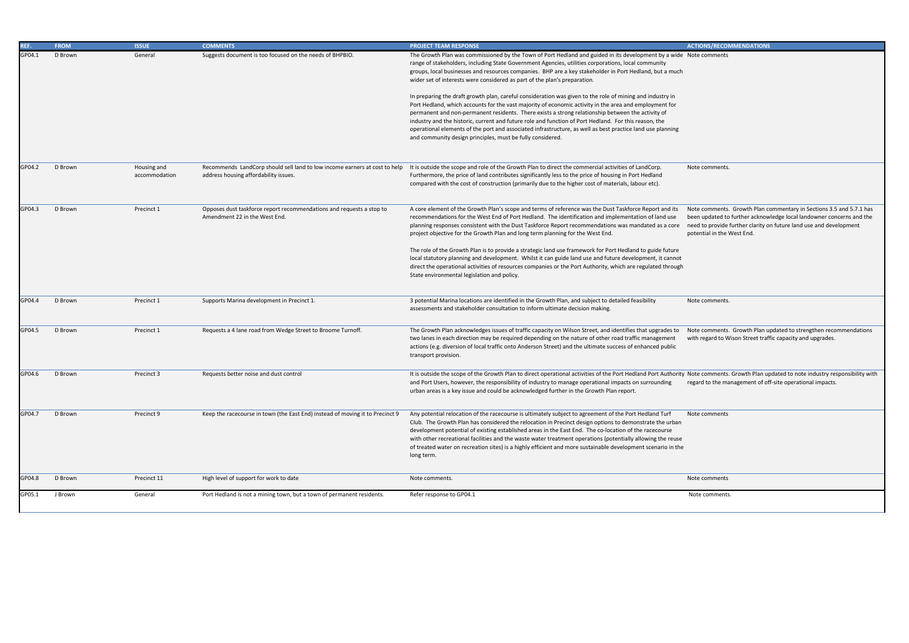| REF. | FROM | ISSUE | COMMENTS | PROJECT TEAM RESPONSE | ACTIONS/RECOMMENDATIONS |
|---|---|---|---|---|---|
| GP04.1 | D Brown | General | Suggests document is too focused on the needs of BHPBIO. | The Growth Plan was commissioned by the Town of Port Hedland and guided in its development by a wide range of stakeholders, including State Government Agencies, utilities corporations, local community groups, local businesses and resources companies. BHP are a key stakeholder in Port Hedland, but a much wider set of interests were considered as part of the plan's preparation.<br><br>In preparing the draft growth plan, careful consideration was given to the role of mining and industry in Port Hedland, which accounts for the vast majority of economic activity in the area and employment for permanent and non-permanent residents. There exists a strong relationship between the activity of industry and the historic, current and future role and function of Port Hedland. For this reason, the operational elements of the port and associated infrastructure, as well as best practice land use planning and community design principles, must be fully considered. | Note comments |
| GP04.2 | D Brown | Housing and accommodation | Recommends LandCorp should sell land to low income earners at cost to help address housing affordability issues. | It is outside the scope and role of the Growth Plan to direct the commercial activities of LandCorp. Furthermore, the price of land contributes significantly less to the price of housing in Port Hedland compared with the cost of construction (primarily due to the higher cost of materials, labour etc). | Note comments. |
| GP04.3 | D Brown | Precinct 1 | Opposes dust taskforce report recommendations and requests a stop to Amendment 22 in the West End. | A core element of the Growth Plan's scope and terms of reference was the Dust Taskforce Report and its recommendations for the West End of Port Hedland. The identification and implementation of land use planning responses consistent with the Dust Taskforce Report recommendations was mandated as a core project objective for the Growth Plan and long term planning for the West End.<br><br>The role of the Growth Plan is to provide a strategic land use framework for Port Hedland to guide future local statutory planning and development. Whilst it can guide land use and future development, it cannot direct the operational activities of resources companies or the Port Authority, which are regulated through State environmental legislation and policy. | Note comments. Growth Plan commentary in Sections 3.5 and 5.7.1 has been updated to further acknowledge local landowner concerns and the need to provide further clarity on future land use and development potential in the West End. |
| GP04.4 | D Brown | Precinct 1 | Supports Marina development in Precinct 1. | 3 potential Marina locations are identified in the Growth Plan, and subject to detailed feasibility assessments and stakeholder consultation to inform ultimate decision making. | Note comments. |
| GP04.5 | D Brown | Precinct 1 | Requests a 4 lane road from Wedge Street to Broome Turnoff. | The Growth Plan acknowledges issues of traffic capacity on Wilson Street, and identifies that upgrades to two lanes in each direction may be required depending on the nature of other road traffic management actions (e.g. diversion of local traffic onto Anderson Street) and the ultimate success of enhanced public transport provision. | Note comments. Growth Plan updated to strengthen recommendations with regard to Wison Street traffic capacity and upgrades. |
| GP04.6 | D Brown | Precinct 3 | Requests better noise and dust control | It is outside the scope of the Growth Plan to direct operational activities of the Port Hedland Port Authority and Port Users, however, the responsibility of industry to manage operational impacts on surrounding urban areas is a key issue and could be acknowledged further in the Growth Plan report. | Note comments. Growth Plan updated to note industry responsibility with regard to the management of off-site operational impacts. |
| GP04.7 | D Brown | Precinct 9 | Keep the racecourse in town (the East End) instead of moving it to Precinct 9 | Any potential relocation of the racecourse is ultimately subject to agreement of the Port Hedland Turf Club. The Growth Plan has considered the relocation in Precinct design options to demonstrate the urban development potential of existing established areas in the East End. The co-location of the racecourse with other recreational facilities and the waste water treatment operations (potentially allowing the reuse of treated water on recreation sites) is a highly efficient and more sustainable development scenario in the long term. | Note comments |
| GP04.8 | D Brown | Precinct 11 | High level of support for work to date | Note comments. | Note comments |
| GP05.1 | J Brown | General | Port Hedland is not a mining town, but a town of permanent residents. | Refer response to GP04.1 | Note comments. |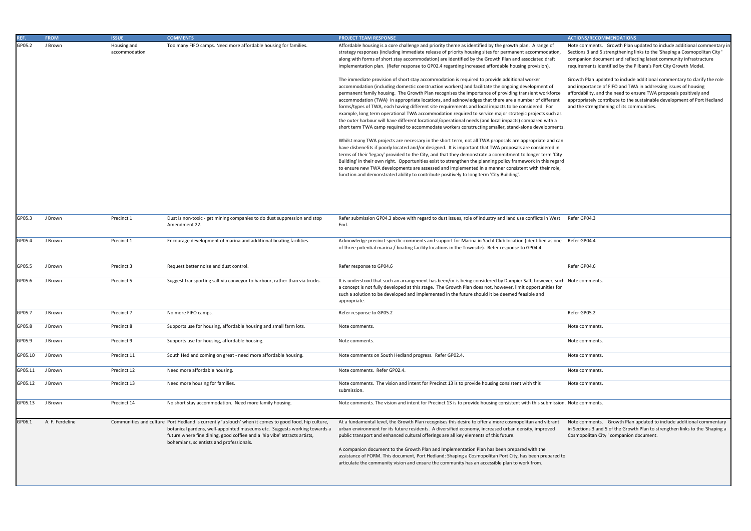| REF. | FROM | ISSUE | COMMENTS | PROJECT TEAM RESPONSE | ACTIONS/RECOMMENDATIONS |
|---|---|---|---|---|---|
| GP05.2 | J Brown | Housing and accommodation | Too many FIFO camps. Need more affordable housing for families. | Affordable housing is a core challenge and priority theme as identified by the growth plan. A range of strategy responses (including immediate release of priority housing sites for permanent accommodation, along with forms of short stay accommodation) are identified by the Growth Plan and associated draft implementation plan. (Refer response to GP02.4 regarding increased affordable housing provision).<br><br>The immediate provision of short stay accommodation is required to provide additional worker accommodation (including domestic construction workers) and facilitate the ongoing development of permanent family housing. The Growth Plan recognises the importance of providing transient workforce accommodation (TWA) in appropriate locations, and acknowledges that there are a number of different forms/types of TWA, each having different site requirements and local impacts to be considered. For example, long term operational TWA accommodation required to service major strategic projects such as the outer harbour will have different locational/operational needs (and local impacts) compared with a short term TWA camp required to accommodate workers constructing smaller, stand-alone developments.<br><br>Whilst many TWA projects are necessary in the short term, not all TWA proposals are appropriate and can have disbenefits if poorly located and/or designed. It is important that TWA proposals are considered in terms of their 'legacy' provided to the City, and that they demonstrate a commitment to longer term 'City Building' in their own right. Opportunities exist to strengthen the planning policy framework in this regard to ensure new TWA developments are assessed and implemented in a manner consistent with their role, function and demonstrated ability to contribute positively to long term 'City Building'. | Note comments. Growth Plan updated to include additional commentary in Sections 3 and 5 strengthening links to the 'Shaping a Cosmopolitan City ' companion document and reflecting latest community infrastructure requirements identified by the Pilbara's Port City Growth Model.<br><br>Growth Plan updated to include additional commentary to clarify the role and importance of FIFO and TWA in addressing issues of housing affordability, and the need to ensure TWA proposals positively and appropriately contribute to the sustainable development of Port Hedland and the strengthening of its communities. |
| GP05.3 | J Brown | Precinct 1 | Dust is non-toxic - get mining companies to do dust suppression and stop Amendment 22. | Refer submission GP04.3 above with regard to dust issues, role of industry and land use conflicts in West End. | Refer GP04.3 |
| GP05.4 | J Brown | Precinct 1 | Encourage development of marina and additional boating facilities. | Acknowledge precinct specific comments and support for Marina in Yacht Club location (identified as one of three potential marina / boating facility locations in the Townsite). Refer response to GP04.4. | Refer GP04.4 |
| GP05.5 | J Brown | Precinct 3 | Request better noise and dust control. | Refer response to GP04.6 | Refer GP04.6 |
| GP05.6 | J Brown | Precinct 5 | Suggest transporting salt via conveyor to harbour, rather than via trucks. | It is understood that such an arrangement has been/or is being considered by Dampier Salt, however, such a concept is not fully developed at this stage. The Growth Plan does not, however, limit opportunities for such a solution to be developed and implemented in the future should it be deemed feasible and appropriate. | Note comments. |
| GP05.7 | J Brown | Precinct 7 | No more FIFO camps. | Refer response to GP05.2 | Refer GP05.2 |
| GP05.8 | J Brown | Precinct 8 | Supports use for housing, affordable housing and small farm lots. | Note comments. | Note comments. |
| GP05.9 | J Brown | Precinct 9 | Supports use for housing, affordable housing. | Note comments. | Note comments. |
| GP05.10 | J Brown | Precinct 11 | South Hedland coming on great - need more affordable housing. | Note comments on South Hedland progress. Refer GP02.4. | Note comments. |
| GP05.11 | J Brown | Precinct 12 | Need more affordable housing. | Note comments. Refer GP02.4. | Note comments. |
| GP05.12 | J Brown | Precinct 13 | Need more housing for families. | Note comments. The vision and intent for Precinct 13 is to provide housing consistent with this submission. | Note comments. |
| GP05.13 | J Brown | Precinct 14 | No short stay accommodation. Need more family housing. | Note comments. The vision and intent for Precinct 13 is to provide housing consistent with this submission. | Note comments. |
| GP06.1 | A. F. Ferdeline | Communities and culture | Port Hedland is currently 'a slouch' when it comes to good food, hip culture, botanical gardens, well-appointed museums etc. Suggests working towards a future where fine dining, good coffiee and a 'hip vibe' attracts artists, bohemians, scientists and professionals. | At a fundamental level, the Growth Plan recognises this desire to offer a more cosmopolitan and vibrant urban environment for its future residents. A diversified economy, increased urban density, improved public transport and enhanced cultural offerings are all key elements of this future.<br><br>A companion document to the Growth Plan and Implementation Plan has been prepared with the assistance of FORM. This document, Port Hedland: Shaping a Cosmopolitan Port City, has been prepared to articulate the community vision and ensure the community has an accessible plan to work from. | Note comments. Growth Plan updated to include additional commentary in Sections 3 and 5 of the Growth Plan to strengthen links to the 'Shaping a Cosmopolitan City ' companion document. |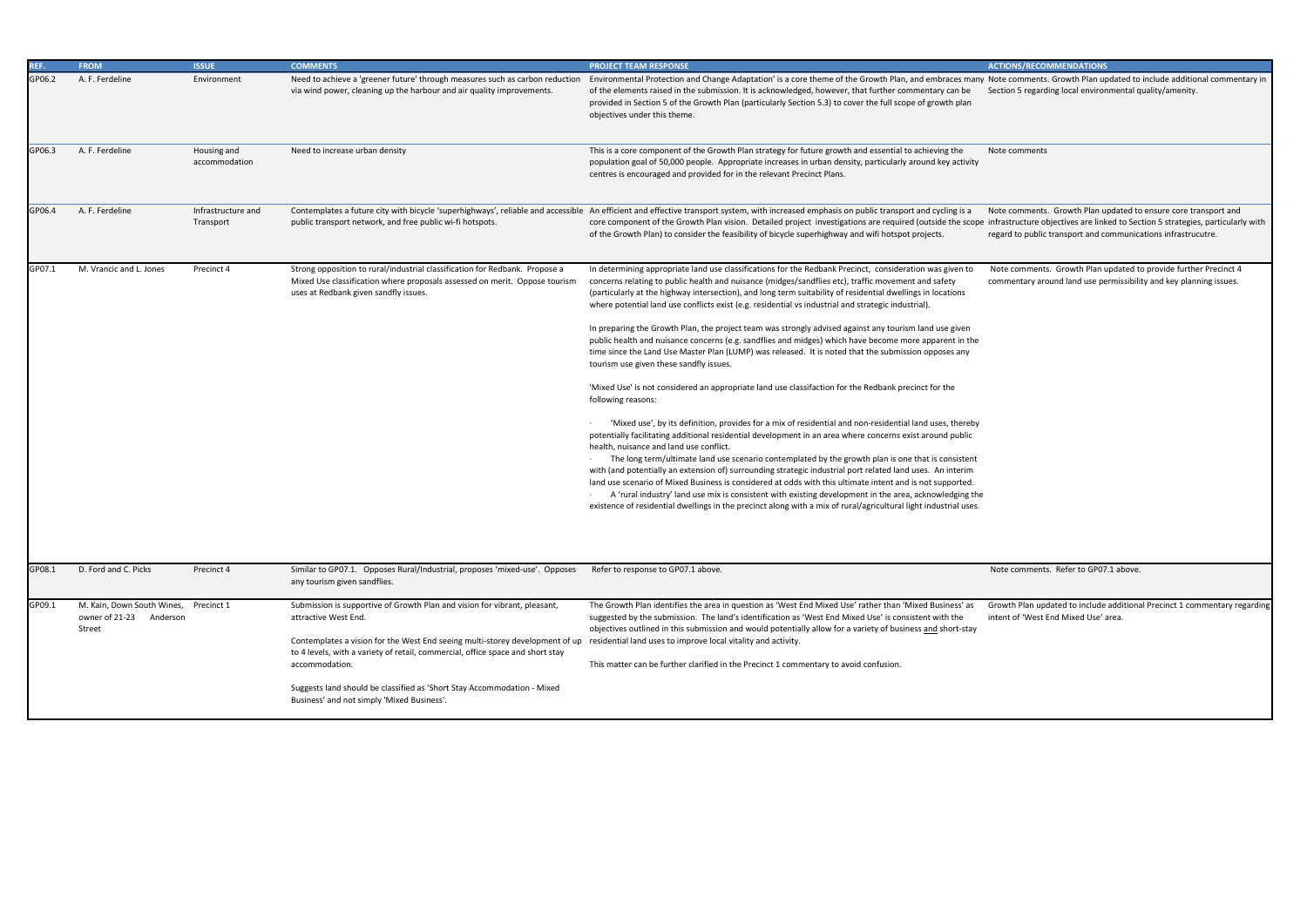| REF. | FROM | ISSUE | COMMENTS | PROJECT TEAM RESPONSE | ACTIONS/RECOMMENDATIONS |
|---|---|---|---|---|---|
| GP06.2 | A. F. Ferdeline | Environment | Need to achieve a 'greener future' through measures such as carbon reduction via wind power, cleaning up the harbour and air quality improvements. | Environmental Protection and Change Adaptation' is a core theme of the Growth Plan, and embraces many of the elements raised in the submission. It is acknowledged, however, that further commentary can be provided in Section 5 of the Growth Plan (particularly Section 5.3) to cover the full scope of growth plan objectives under this theme. | Note comments. Growth Plan updated to include additional commentary in Section 5 regarding local environmental quality/amenity. |
| GP06.3 | A. F. Ferdeline | Housing and accommodation | Need to increase urban density | This is a core component of the Growth Plan strategy for future growth and essential to achieving the population goal of 50,000 people. Appropriate increases in urban density, particularly around key activity centres is encouraged and provided for in the relevant Precinct Plans. | Note comments |
| GP06.4 | A. F. Ferdeline | Infrastructure and Transport | Contemplates a future city with bicycle 'superhighways', reliable and accessible public transport network, and free public wi-fi hotspots. | An efficient and effective transport system, with increased emphasis on public transport and cycling is a core component of the Growth Plan vision. Detailed project investigations are required (outside the scope of the Growth Plan) to consider the feasibility of bicycle superhighway and wifi hotspot projects. | Note comments. Growth Plan updated to ensure core transport and infrastructure objectives are linked to Section 5 strategies, particularly with regard to public transport and communications infrastrucutre. |
| GP07.1 | M. Vrancic and L. Jones | Precinct 4 | Strong opposition to rural/industrial classification for Redbank. Propose a Mixed Use classification where proposals assessed on merit. Oppose tourism uses at Redbank given sandfly issues. | In determining appropriate land use classifications for the Redbank Precinct, consideration was given to concerns relating to public health and nuisance (midges/sandflies etc), traffic movement and safety (particularly at the highway intersection), and long term suitability of residential dwellings in locations where potential land use conflicts exist (e.g. residential vs industrial and strategic industrial).<br><br>In preparing the Growth Plan, the project team was strongly advised against any tourism land use given public health and nuisance concerns (e.g. sandflies and midges) which have become more apparent in the time since the Land Use Master Plan (LUMP) was released. It is noted that the submission opposes any tourism use given these sandfly issues.<br><br>'Mixed Use' is not considered an appropriate land use classifaction for the Redbank precinct for the following reasons:<br><br>· 'Mixed use', by its definition, provides for a mix of residential and non-residential land uses, thereby potentially facilitating additional residential development in an area where concerns exist around public health, nuisance and land use conflict.<br>· The long term/ultimate land use scenario contemplated by the growth plan is one that is consistent with (and potentially an extension of) surrounding strategic industrial port related land uses. An interim land use scenario of Mixed Business is considered at odds with this ultimate intent and is not supported.<br>· A 'rural industry' land use mix is consistent with existing development in the area, acknowledging the existence of residential dwellings in the precinct along with a mix of rural/agricultural light industrial uses. | Note comments. Growth Plan updated to provide further Precinct 4 commentary around land use permissibility and key planning issues. |
| GP08.1 | D. Ford and C. Picks | Precinct 4 | Similar to GP07.1. Opposes Rural/Industrial, proposes 'mixed-use'. Opposes any tourism given sandflies. | Refer to response to GP07.1 above. | Note comments. Refer to GP07.1 above. |
| GP09.1 | M. Kain, Down South Wines, owner of 21-23 Anderson Street | Precinct 1 | Submission is supportive of Growth Plan and vision for vibrant, pleasant, attractive West End.<br><br>Contemplates a vision for the West End seeing multi-storey development of up to 4 levels, with a variety of retail, commercial, office space and short stay accommodation.<br><br>Suggests land should be classified as 'Short Stay Accommodation - Mixed Business' and not simply 'Mixed Business'. | The Growth Plan identifies the area in question as 'West End Mixed Use' rather than 'Mixed Business' as suggested by the submission. The land's identification as 'West End Mixed Use' is consistent with the objectives outlined in this submission and would potentially allow for a variety of business and short-stay residential land uses to improve local vitality and activity.<br><br>This matter can be further clarified in the Precinct 1 commentary to avoid confusion. | Growth Plan updated to include additional Precinct 1 commentary regarding intent of 'West End Mixed Use' area. |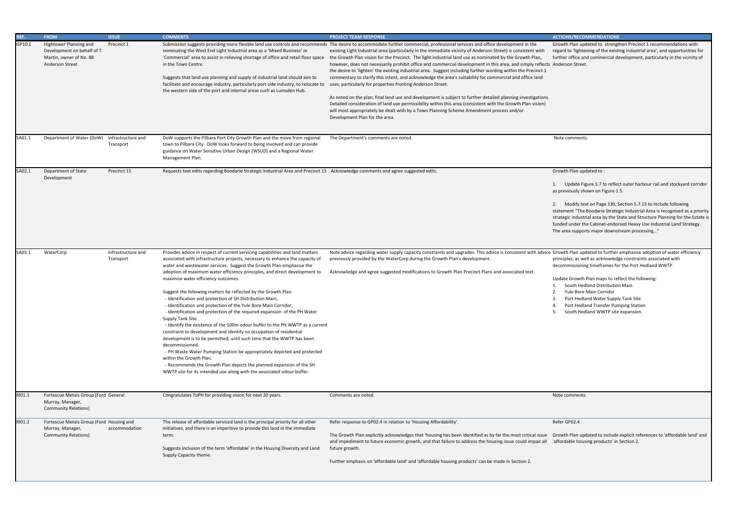| REF. | FROM | ISSUE | COMMENTS | PROJECT TEAM RESPONSE | ACTIONS/RECOMMENDATIONS |
|---|---|---|---|---|---|
| GP10.1 | Hightower Planning and Development on behalf of T. Martin, owner of No. 88 Anderson Street | Precinct 1 | Submission suggests providing more flexible land use controls and recommends nominating the West End Light Industrial area as a 'Mixed Business' or 'Commercial' area to assist in relieving shortage of office and retail floor space in the Town Centre.<br><br>Suggests that land use planning and supply of industrial land should aim to facilitate and encourage industry, particularly port side industry, to relocate to the western side of the port and internal areas such as Lumsden Hub. | The desire to accommodate further commercial, professional services and office development in the existing Light Industrial area (particularly in the immediate vicinity of Anderson Street) is consistent with the Growth Plan vision for the Precinct. The light industrial land use as nominated by the Growth Plan, however, does not necessarily prohibit office and commercial development in this area, and simply reflects the desire to 'lighten' the existing industrial area. Suggest including further wording within the Precinct 1 commentary to clarify this intent, and acknowledge the area's suitability for commercial and office land uses, particularly for properties fronting Anderson Street.<br><br>As noted on the plan, final land use and development is subject to further detailed planning investigations. Detailed consideration of land use permissibility within this area (consistent with the Growth Plan vision) will most appropriately be dealt with by a Town Planning Scheme Amendment process and/or Development Plan for the area. | Growth Plan updated to strengthen Precinct 1 recommendations with regard to 'lightening of the existing industrial area', and opportunities for further office and commercial development, particularly in the vicinity of Anderson Street. |
| SA01.1 | Department of Water (DoW) | Infrastructure and Transport | DoW supports the Pilbara Port City Growth Plan and the move from regional town to Pilbara City. DoW looks forward to being involved and can provide guidance on Water Sensitive Urban Design (WSUD) and a Regional Water Management Plan. | The Department's comments are noted. | Note comments. |
| SA02.1 | Department of State Development | Precinct 15 | Requests text edits regarding Boodarie Strategic Industrial Area and Precinct 15 | Acknowledge comments and agree suggested edits. | Growth Plan updated to :<br><br>1. Update Figure 5.7 to reflect outer harbour rail and stockyard corridor as previously shown on Figure 1.5.<br><br>2. Modify text on Page 130, Section 5.7.15 to include following statement "The Boodarie Strategic Industrial Area is recognised as a priority strategic industrial area by the State and Structure Planning for the Estate is funded under the Cabinet-endorsed Heavy Use Industrial Land Strategy. The area supports major downstream processing…" |
| SA03.1 | WaterCorp | Infrastructure and Transport | Provides advice in respect of current servicing capabilities and land matters associated with infrastructure projects, necessary to enhance the capacity of water and wastewater services. Suggest the Growth Plan emphasise the adoption of maximum water efficiency principles, and direct development to maximise water efficiency outcomes.<br><br>Suggest the following matters be reflected by the Growth Plan:<br>- Identification and protection of SH Distribution Main;<br>- Identification and protection of the Yule Bore Main Corridor;<br>- Identification and protection of the required expansion of the PH Water Supply Tank Site.<br>- Identify the existence of the 500m odour buffer to the PH WWTP as a current constraint to development and identify no occupation of residential development is to be permitted, until such time that the WWTP has been decommissioned.<br>- PH Waste Water Pumping Station be appropriately depicted and protected within the Growth Plan.<br>- Recommends the Growth Plan depicts the planned expansion of the SH WWTP site for its intended use along with the associated odour buffer. | Note advice regarding water supply capacity constraints and upgrades. This advice is consistent with advice previously provided by the WaterCorp during the Growth Plan's development.<br><br>Acknowledge and agree suggested modifications to Growth Plan Precinct Plans and associated text. | Growth Plan updated to further emphasise adoption of water efficiency principles, as well as acknowledge constraints associated with decommissioning timeframes for the Port Hedland WWTP.<br><br>Update Growth Plan maps to reflect the following:<br>1. South Hedland Distribution Main<br>2. Yule Bore Main Corridor<br>3. Port Hedland Water Supply Tank Site<br>4. Port Hedland Transfer Pumping Station<br>5. South Hedland WWTP site expansion. |
| RI01.1 | Fortescue Metals Group (Ford Murray, Manager, Community Relations) | General | Congratulates ToPH for providing vision for next 20 years. | Comments are noted. | Note comments |
| RI01.2 | Fortescue Metals Group (Ford Murray, Manager, Community Relations) | Housing and accommodation | The release of affordable serviced land is the principal priority for all other initiatives, and there is an imperitive to provide this land in the immediate term.<br><br>Suggests inclusion of the term 'affordable' in the Housing Diversity and Land Supply Capacity theme. | Refer response to GP02.4 in relation to 'Housing Affordability'.<br><br>The Growth Plan explicitly acknowledges that 'housing has been identified as by far the most critical issue and impediment to future economic growth, and that failure to address the housing issue could impair all future growth.<br><br>Further emphasis on 'affordable land' and 'affordable housing products' can be made in Section 2. | Refer GP02.4<br><br>Growth Plan updated to include explicit references to 'affordable land' and 'affordable housing products' in Section 2. |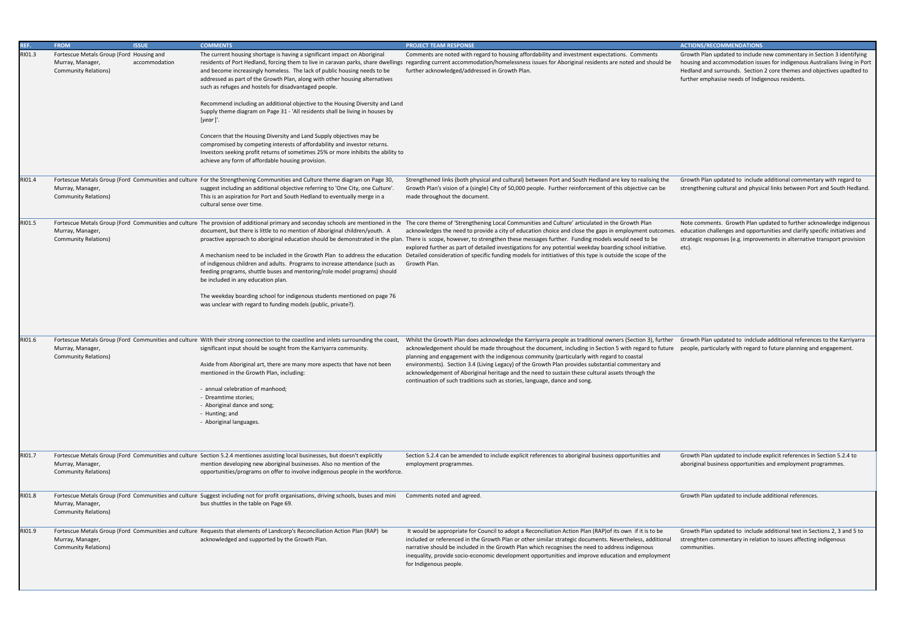| REF. | FROM | ISSUE | COMMENTS | PROJECT TEAM RESPONSE | ACTIONS/RECOMMENDATIONS |
|---|---|---|---|---|---|
| RI01.3 | Fortescue Metals Group (Ford Murray, Manager, Community Relations) | Housing and accommodation | The current housing shortage is having a significant impact on Aboriginal residents of Port Hedland, forcing them to live in caravan parks, share dwellings and become increasingly homeless. The lack of public housing needs to be addressed as part of the Growth Plan, along with other housing alternatives such as refuges and hostels for disadvantaged people.<br><br>Recommend including an additional objective to the Housing Diversity and Land Supply theme diagram on Page 31 - 'All residents shall be living in houses by [*year*]'.<br><br>Concern that the Housing Diversity and Land Supply objectives may be compromised by competing interests of affordability and investor returns. Investors seeking profit returns of sometimes 25% or more inhibits the ability to achieve any form of affordable housing provision. | Comments are noted with regard to housing affordability and investment expectations. Comments regarding current accommodation/homelessness issues for Aboriginal residents are noted and should be further acknowledged/addressed in Growth Plan. | Growth Plan updated to include new commentary in Section 3 identifying housing and accommodation issues for indigenous Australians living in Port Hedland and surrounds. Section 2 core themes and objectives upadted to further emphasise needs of Indigenous residents. |
| RI01.4 | Fortescue Metals Group (Ford Murray, Manager, Community Relations) | Communities and culture | For the Strengthening Communities and Culture theme diagram on Page 30, suggest including an additional objective referring to 'One City, one Culture'. This is an aspiration for Port and South Hedland to eventually merge in a cultural sense over time. | Strengthened links (both physical and cultural) between Port and South Hedland are key to realising the Growth Plan's vision of a (single) City of 50,000 people. Further reinforcement of this objective can be made throughout the document. | Growth Plan updated to include additional commentary with regard to strengthening cultural and physical links between Port and South Hedland. |
| RI01.5 | Fortescue Metals Group (Ford Murray, Manager, Community Relations) | Communities and culture | The provision of additional primary and seconday schools are mentioned in the document, but there is little to no mention of Aboriginal children/youth. A proactive approach to aboriginal education should be demonstrated in the plan.<br><br>A mechanism need to be included in the Growth Plan to address the education of indigenous children and adults. Programs to increase attendance (such as feeding programs, shuttle buses and mentoring/role model programs) should be included in any education plan.<br><br>The weekday boarding school for indigenous students mentioned on page 76 was unclear with regard to funding models (public, private?). | The core theme of 'Strengthening Local Communities and Culture' articulated in the Growth Plan acknowledges the need to provide a city of education choice and close the gaps in employment outcomes. There is scope, however, to strengthen these messages further. Funding models would need to be explored further as part of detailed investigations for any potential weekday boarding school initiative. Detailed consideration of specific funding models for intitiatives of this type is outside the scope of the Growth Plan. | Note comments. Growth Plan updated to further acknowledge indigenous education challenges and opportunities and clarify specific initiatives and strategic responses (e.g. improvements in alternative transport provision etc). |
| RI01.6 | Fortescue Metals Group (Ford Murray, Manager, Community Relations) | Communities and culture | With their strong connection to the coastline and inlets surrounding the coast, significant input should be sought from the Karriyarra community.<br><br>Aside from Aboriginal art, there are many more aspects that have not been mentioned in the Growth Plan, including:<br><br>- annual celebration of manhood;<br>- Dreamtime stories;<br>- Aboriginal dance and song;<br>- Hunting; and<br>- Aboriginal languages. | Whilst the Growth Plan does acknowledge the Karriyarra people as traditional owners (Section 3), further acknowledgement should be made throughout the document, including in Section 5 with regard to future planning and engagement with the indigenous community (particularly with regard to coastal environments). Section 3.4 (Living Legacy) of the Growth Plan provides substantial commentary and acknowledgement of Aboriginal heritage and the need to sustain these cultural assets through the continuation of such traditions such as stories, language, dance and song. | Growth Plan updated to indclude additional references to the Karriyarra people, particularly with regard to future planning and engagement. |
| RI01.7 | Fortescue Metals Group (Ford Murray, Manager, Community Relations) | Communities and culture | Section 5.2.4 mentiones assisting local businesses, but doesn't explicitly mention developing new aboriginal businesses. Also no mention of the opportunities/programs on offer to involve indigenous people in the workforce. | Section 5.2.4 can be amended to include explicit references to aboriginal business opportunities and employment programmes. | Growth Plan updated to include explicit references in Section 5.2.4 to aboriginal business opportunities and employment programmes. |
| RI01.8 | Fortescue Metals Group (Ford Murray, Manager, Community Relations) | Communities and culture | Suggest including not for profit organisations, driving schools, buses and mini bus shuttles in the table on Page 69. | Comments noted and agreed. | Growth Plan updated to include additional references. |
| RI01.9 | Fortescue Metals Group (Ford Murray, Manager, Community Relations) | Communities and culture | Requests that elements of Landcorp's Reconciliation Action Plan (RAP) be acknowledged and supported by the Growth Plan. | It would be appropriate for Council to adopt a Reconciliation Action Plan (RAP)of its own if it is to be included or referenced in the Growth Plan or other similar strategic documents. Nevertheless, additional narrative should be included in the Growth Plan which recognises the need to address indigenous inequality, provide socio-economic development opportunities and improve education and employment for Indigenous people. | Growth Plan updated to include additional text in Sections 2, 3 and 5 to strenghten commentary in relation to issues affecting indigenous communities. |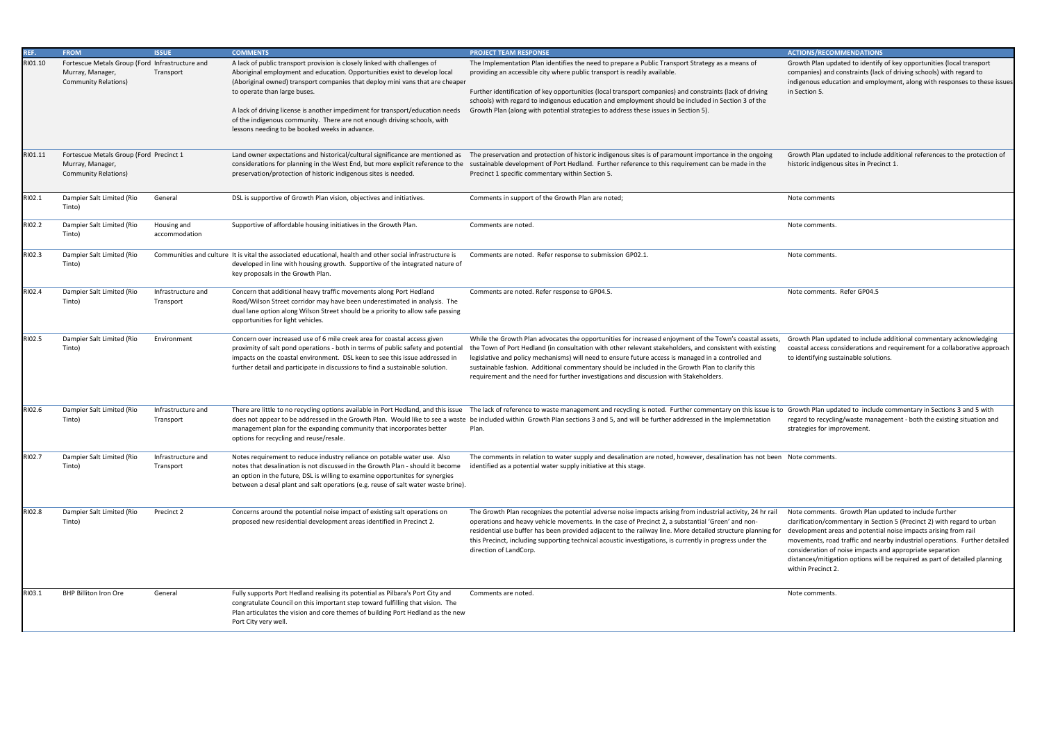| REF. | FROM | ISSUE | COMMENTS | PROJECT TEAM RESPONSE | ACTIONS/RECOMMENDATIONS |
|---|---|---|---|---|---|
| RI01.10 | Fortescue Metals Group (Ford Murray, Manager, Community Relations) | Infrastructure and Transport | A lack of public transport provision is closely linked with challenges of Aboriginal employment and education. Opportunities exist to develop local (Aboriginal owned) transport companies that deploy mini vans that are cheaper to operate than large buses.<br><br>A lack of driving license is another impediment for transport/education needs of the indigenous community. There are not enough driving schools, with lessons needing to be booked weeks in advance. | The Implementation Plan identifies the need to prepare a Public Transport Strategy as a means of providing an accessible city where public transport is readily available.<br><br>Further identification of key opportunities (local transport companies) and constraints (lack of driving schools) with regard to indigenous education and employment should be included in Section 3 of the Growth Plan (along with potential strategies to address these issues in Section 5). | Growth Plan updated to identify of key opportunities (local transport companies) and constraints (lack of driving schools) with regard to indigenous education and employment, along with responses to these issues in Section 5. |
| RI01.11 | Fortescue Metals Group (Ford Murray, Manager, Community Relations) | Precinct 1 | Land owner expectations and historical/cultural significance are mentioned as considerations for planning in the West End, but more explicit reference to the preservation/protection of historic indigenous sites is needed. | The preservation and protection of historic indigenous sites is of paramount importance in the ongoing sustainable development of Port Hedland. Further reference to this requirement can be made in the Precinct 1 specific commentary within Section 5. | Growth Plan updated to include additional references to the protection of historic indigenous sites in Precinct 1. |
| RI02.1 | Dampier Salt Limited (Rio Tinto) | General | DSL is supportive of Growth Plan vision, objectives and initiatives. | Comments in support of the Growth Plan are noted; | Note comments |
| RI02.2 | Dampier Salt Limited (Rio Tinto) | Housing and accommodation | Supportive of affordable housing initiatives in the Growth Plan. | Comments are noted. | Note comments. |
| RI02.3 | Dampier Salt Limited (Rio Tinto) | Communities and culture | It is vital the associated educational, health and other social infrastructure is developed in line with housing growth. Supportive of the integrated nature of key proposals in the Growth Plan. | Comments are noted. Refer response to submission GP02.1. | Note comments. |
| RI02.4 | Dampier Salt Limited (Rio Tinto) | Infrastructure and Transport | Concern that additional heavy traffic movements along Port Hedland Road/Wilson Street corridor may have been underestimated in analysis. The dual lane option along Wilson Street should be a priority to allow safe passing opportunities for light vehicles. | Comments are noted. Refer response to GP04.5. | Note comments. Refer GP04.5 |
| RI02.5 | Dampier Salt Limited (Rio Tinto) | Environment | Concern over increased use of 6 mile creek area for coastal access given proximity of salt pond operations - both in terms of public safety and potential impacts on the coastal environment. DSL keen to see this issue addressed in further detail and participate in discussions to find a sustainable solution. | While the Growth Plan advocates the opportunities for increased enjoyment of the Town's coastal assets, the Town of Port Hedland (in consultation with other relevant stakeholders, and consistent with existing legislative and policy mechanisms) will need to ensure future access is managed in a controlled and sustainable fashion. Additional commentary should be included in the Growth Plan to clarify this requirement and the need for further investigations and discussion with Stakeholders. | Growth Plan updated to include additional commentary acknowledging coastal access considerations and requirement for a collaborative approach to identifying sustainable solutions. |
| RI02.6 | Dampier Salt Limited (Rio Tinto) | Infrastructure and Transport | There are little to no recycling options available in Port Hedland, and this issue does not appear to be addressed in the Growth Plan. Would like to see a waste management plan for the expanding community that incorporates better options for recycling and reuse/resale. | The lack of reference to waste management and recycling is noted. Further commentary on this issue is to be included within Growth Plan sections 3 and 5, and will be further addressed in the Implemnetation Plan. | Growth Plan updated to include commentary in Sections 3 and 5 with regard to recycling/waste management - both the existing situation and strategies for improvement. |
| RI02.7 | Dampier Salt Limited (Rio Tinto) | Infrastructure and Transport | Notes requirement to reduce industry reliance on potable water use. Also notes that desalination is not discussed in the Growth Plan - should it become an option in the future, DSL is willing to examine opportunites for synergies between a desal plant and salt operations (e.g. reuse of salt water waste brine). | The comments in relation to water supply and desalination are noted, however, desalination has not been identified as a potential water supply initiative at this stage. | Note comments. |
| RI02.8 | Dampier Salt Limited (Rio Tinto) | Precinct 2 | Concerns around the potential noise impact of existing salt operations on proposed new residential development areas identified in Precinct 2. | The Growth Plan recognizes the potential adverse noise impacts arising from industrial activity, 24 hr rail operations and heavy vehicle movements. In the case of Precinct 2, a substantial 'Green' and non-residential use buffer has been provided adjacent to the railway line. More detailed structure planning for this Precinct, including supporting technical acoustic investigations, is currently in progress under the direction of LandCorp. | Note comments. Growth Plan updated to include further clarification/commentary in Section 5 (Precinct 2) with regard to urban development areas and potential noise impacts arising from rail movements, road traffic and nearby industrial operations. Further detailed consideration of noise impacts and appropriate separation distances/mitigation options will be required as part of detailed planning within Precinct 2. |
| RI03.1 | BHP Billiton Iron Ore | General | Fully supports Port Hedland realising its potential as Pilbara's Port City and congratulate Council on this important step toward fulfilling that vision. The Plan articulates the vision and core themes of building Port Hedland as the new Port City very well. | Comments are noted. | Note comments. |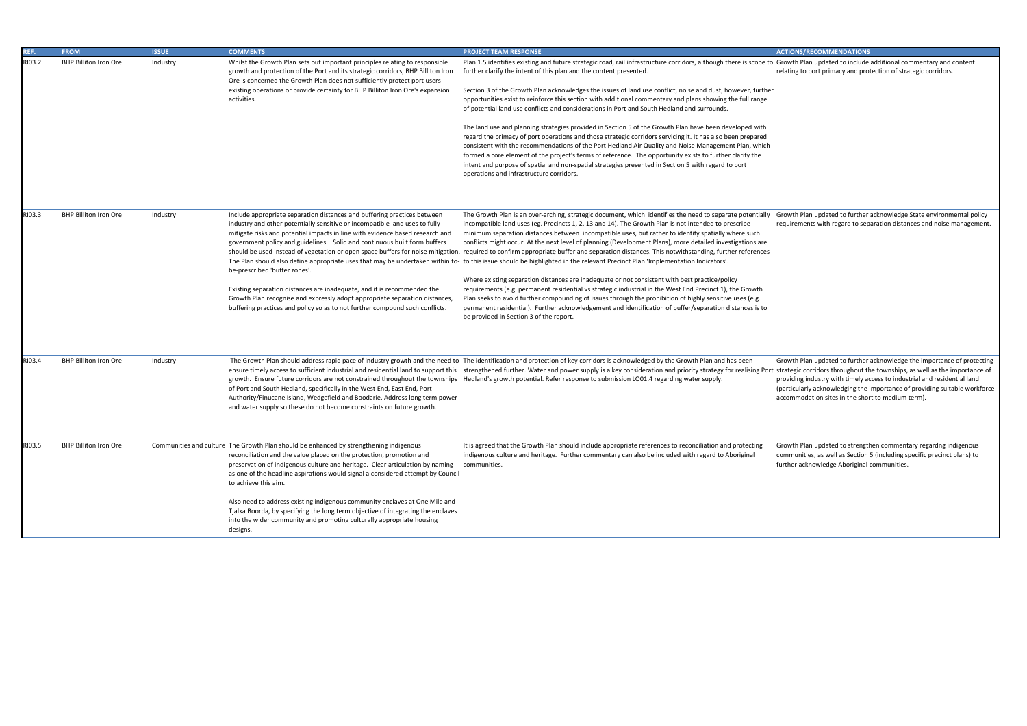| REF. | FROM | ISSUE | COMMENTS | PROJECT TEAM RESPONSE | ACTIONS/RECOMMENDATIONS |
|---|---|---|---|---|---|
| RI03.2 | BHP Billiton Iron Ore | Industry | Whilst the Growth Plan sets out important principles relating to responsible growth and protection of the Port and its strategic corridors, BHP Billiton Iron Ore is concerned the Growth Plan does not sufficiently protect port users existing operations or provide certainty for BHP Billiton Iron Ore's expansion activities. | Plan 1.5 identifies existing and future strategic road, rail infrastructure corridors, although there is scope to further clarify the intent of this plan and the content presented.<br><br>Section 3 of the Growth Plan acknowledges the issues of land use conflict, noise and dust, however, further opportunities exist to reinforce this section with additional commentary and plans showing the full range of potential land use conflicts and considerations in Port and South Hedland and surrounds.<br><br>The land use and planning strategies provided in Section 5 of the Growth Plan have been developed with regard the primacy of port operations and those strategic corridors servicing it. It has also been prepared consistent with the recommendations of the Port Hedland Air Quality and Noise Management Plan, which formed a core element of the project's terms of reference. The opportunity exists to further clarify the intent and purpose of spatial and non-spatial strategies presented in Section 5 with regard to port operations and infrastructure corridors. | Growth Plan updated to include additional commentary and content relating to port primacy and protection of strategic corridors. |
| RI03.3 | BHP Billiton Iron Ore | Industry | Include appropriate separation distances and buffering practices between industry and other potentially sensitive or incompatible land uses to fully mitigate risks and potential impacts in line with evidence based research and government policy and guidelines. Solid and continuous built form buffers should be used instead of vegetation or open space buffers for noise mitigation. The Plan should also define appropriate uses that may be undertaken within to-be-prescribed 'buffer zones'.<br><br>Existing separation distances are inadequate, and it is recommended the Growth Plan recognise and expressly adopt appropriate separation distances, buffering practices and policy so as to not further compound such conflicts. | The Growth Plan is an over-arching, strategic document, which identifies the need to separate potentially incompatible land uses (eg. Precincts 1, 2, 13 and 14). The Growth Plan is not intended to prescribe minimum separation distances between incompatible uses, but rather to identify spatially where such conflicts might occur. At the next level of planning (Development Plans), more detailed investigations are required to confirm appropriate buffer and separation distances. This notwithstanding, further references to this issue should be highlighted in the relevant Precinct Plan 'Implementation Indicators'.<br><br>Where existing separation distances are inadequate or not consistent with best practice/policy requirements (e.g. permanent residential vs strategic industrial in the West End Precinct 1), the Growth Plan seeks to avoid further compounding of issues through the prohibition of highly sensitive uses (e.g. permanent residential). Further acknowledgement and identification of buffer/separation distances is to be provided in Section 3 of the report. | Growth Plan updated to further acknowledge State environmental policy requirements with regard to separation distances and noise management. |
| RI03.4 | BHP Billiton Iron Ore | Industry | The Growth Plan should address rapid pace of industry growth and the need to ensure timely access to sufficient industrial and residential land to support this growth. Ensure future corridors are not constrained throughout the townships of Port and South Hedland, specifically in the West End, East End, Port Authority/Finucane Island, Wedgefield and Boodarie. Address long term power and water supply so these do not become constraints on future growth. | The identification and protection of key corridors is acknowledged by the Growth Plan and has been strengthened further. Water and power supply is a key consideration and priority strategy for realising Port Hedland's growth potential. Refer response to submission LO01.4 regarding water supply. | Growth Plan updated to further acknowledge the importance of protecting strategic corridors throughout the townships, as well as the importance of providing industry with timely access to industrial and residential land (particularly acknowledging the importance of providing suitable workforce accommodation sites in the short to medium term). |
| RI03.5 | BHP Billiton Iron Ore | Communities and culture | The Growth Plan should be enhanced by strengthening indigenous reconciliation and the value placed on the protection, promotion and preservation of indigenous culture and heritage. Clear articulation by naming as one of the headline aspirations would signal a considered attempt by Council to achieve this aim.<br><br>Also need to address existing indigenous community enclaves at One Mile and Tjalka Boorda, by specifying the long term objective of integrating the enclaves into the wider community and promoting culturally appropriate housing designs. | It is agreed that the Growth Plan should include appropriate references to reconciliation and protecting indigenous culture and heritage. Further commentary can also be included with regard to Aboriginal communities. | Growth Plan updated to strengthen commentary regardng indigenous communities, as well as Section 5 (including specific precinct plans) to further acknowledge Aboriginal communities. |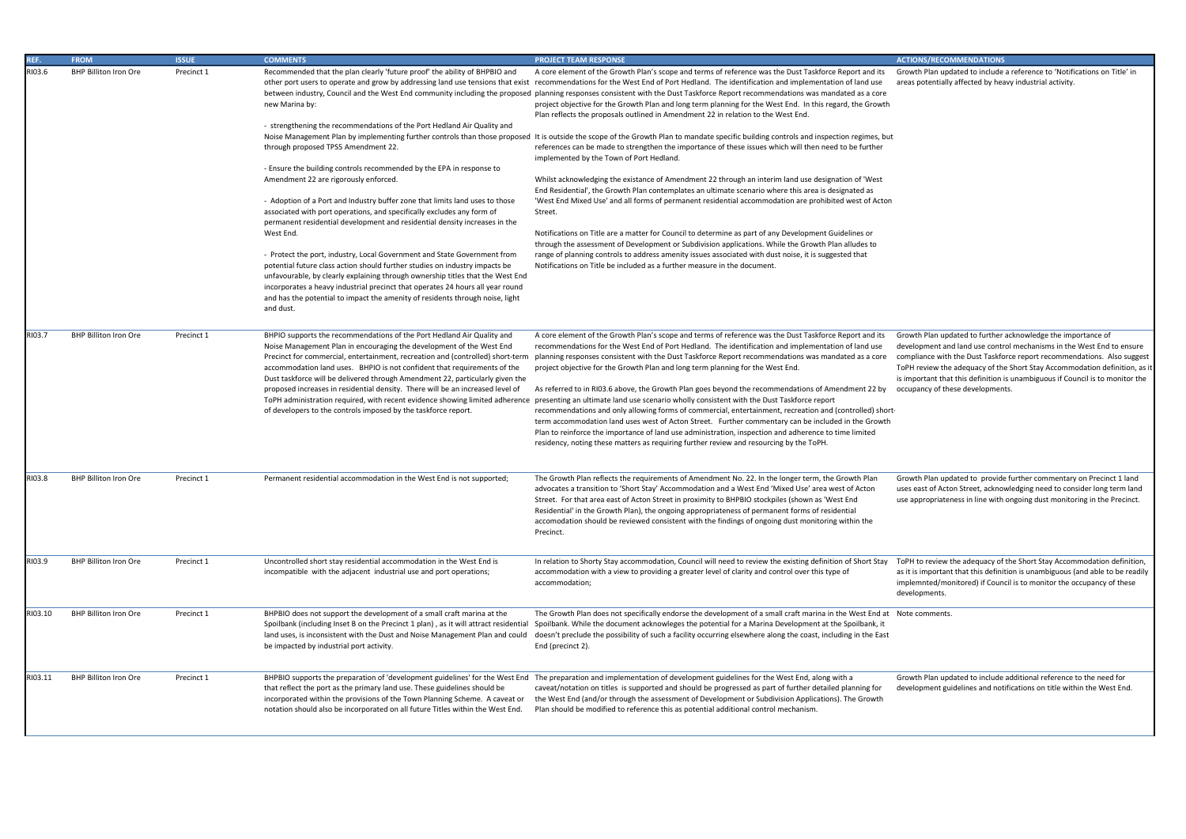| REF. | FROM | ISSUE | COMMENTS | PROJECT TEAM RESPONSE | ACTIONS/RECOMMENDATIONS |
|---|---|---|---|---|---|
| RI03.6 | BHP Billiton Iron Ore | Precinct 1 | Recommended that the plan clearly 'future proof' the ability of BHPBIO and other port users to operate and grow by addressing land use tensions that exist between industry, Council and the West End community including the proposed new Marina by:<br><br>- strengthening the recommendations of the Port Hedland Air Quality and Noise Management Plan by implementing further controls than those proposed through proposed TPS5 Amendment 22.<br><br>- Ensure the building controls recommended by the EPA in response to Amendment 22 are rigorously enforced.<br><br>- Adoption of a Port and Industry buffer zone that limits land uses to those associated with port operations, and specifically excludes any form of permanent residential development and residential density increases in the West End.<br><br>- Protect the port, industry, Local Government and State Government from potential future class action should further studies on industry impacts be unfavourable, by clearly explaining through ownership titles that the West End incorporates a heavy industrial precinct that operates 24 hours all year round and has the potential to impact the amenity of residents through noise, light and dust. | A core element of the Growth Plan's scope and terms of reference was the Dust Taskforce Report and its recommendations for the West End of Port Hedland. The identification and implementation of land use planning responses consistent with the Dust Taskforce Report recommendations was mandated as a core project objective for the Growth Plan and long term planning for the West End. In this regard, the Growth Plan reflects the proposals outlined in Amendment 22 in relation to the West End.<br><br>It is outside the scope of the Growth Plan to mandate specific building controls and inspection regimes, but references can be made to strengthen the importance of these issues which will then need to be further implemented by the Town of Port Hedland.<br><br>Whilst acknowledging the existance of Amendment 22 through an interim land use designation of 'West End Residential', the Growth Plan contemplates an ultimate scenario where this area is designated as 'West End Mixed Use' and all forms of permanent residential accommodation are prohibited west of Acton Street.<br><br>Notifications on Title are a matter for Council to determine as part of any Development Guidelines or through the assessment of Development or Subdivision applications. While the Growth Plan alludes to range of planning controls to address amenity issues associated with dust noise, it is suggested that Notifications on Title be included as a further measure in the document. | Growth Plan updated to include a reference to 'Notifications on Title' in areas potentially affected by heavy industrial activity. |
| RI03.7 | BHP Billiton Iron Ore | Precinct 1 | BHPIO supports the recommendations of the Port Hedland Air Quality and Noise Management Plan in encouraging the development of the West End Precinct for commercial, entertainment, recreation and (controlled) short-term accommodation land uses. BHPIO is not confident that requirements of the Dust taskforce will be delivered through Amendment 22, particularly given the proposed increases in residential density. There will be an increased level of ToPH administration required, with recent evidence showing limited adherence of developers to the controls imposed by the taskforce report. | A core element of the Growth Plan's scope and terms of reference was the Dust Taskforce Report and its recommendations for the West End of Port Hedland. The identification and implementation of land use planning responses consistent with the Dust Taskforce Report recommendations was mandated as a core project objective for the Growth Plan and long term planning for the West End.<br><br>As referred to in RI03.6 above, the Growth Plan goes beyond the recommendations of Amendment 22 by presenting an ultimate land use scenario wholly consistent with the Dust Taskforce report recommendations and only allowing forms of commercial, entertainment, recreation and (controlled) short-term accommodation land uses west of Acton Street. Further commentary can be included in the Growth Plan to reinforce the importance of land use administration, inspection and adherence to time limited residency, noting these matters as requiring further review and resourcing by the ToPH. | Growth Plan updated to further acknowledge the importance of development and land use control mechanisms in the West End to ensure compliance with the Dust Taskforce report recommendations. Also suggest ToPH review the adequacy of the Short Stay Accommodation definition, as it is important that this definition is unambiguous if Council is to monitor the occupancy of these developments. |
| RI03.8 | BHP Billiton Iron Ore | Precinct 1 | Permanent residential accommodation in the West End is not supported; | The Growth Plan reflects the requirements of Amendment No. 22. In the longer term, the Growth Plan advocates a transition to 'Short Stay' Accommodation and a West End 'Mixed Use' area west of Acton Street. For that area east of Acton Street in proximity to BHPBIO stockpiles (shown as 'West End Residential' in the Growth Plan), the ongoing appropriateness of permanent forms of residential accomodation should be reviewed consistent with the findings of ongoing dust monitoring within the Precinct. | Growth Plan updated to provide further commentary on Precinct 1 land uses east of Acton Street, acknowledging need to consider long term land use appropriateness in line with ongoing dust monitoring in the Precinct. |
| RI03.9 | BHP Billiton Iron Ore | Precinct 1 | Uncontrolled short stay residential accommodation in the West End is incompatible with the adjacent industrial use and port operations; | In relation to Shorty Stay accommodation, Council will need to review the existing definition of Short Stay accommodation with a view to providing a greater level of clarity and control over this type of accommodation; | ToPH to review the adequacy of the Short Stay Accommodation definition, as it is important that this definition is unambiguous (and able to be readily implemnted/monitored) if Council is to monitor the occupancy of these developments. |
| RI03.10 | BHP Billiton Iron Ore | Precinct 1 | BHPBIO does not support the development of a small craft marina at the Spoilbank (including Inset B on the Precinct 1 plan) , as it will attract residential land uses, is inconsistent with the Dust and Noise Management Plan and could be impacted by industrial port activity. | The Growth Plan does not specifically endorse the development of a small craft marina in the West End at Spoilbank. While the document acknowleges the potential for a Marina Development at the Spoilbank, it doesn't preclude the possibility of such a facility occurring elsewhere along the coast, including in the East End (precinct 2). | Note comments. |
| RI03.11 | BHP Billiton Iron Ore | Precinct 1 | BHPBIO supports the preparation of 'development guidelines' for the West End that reflect the port as the primary land use. These guidelines should be incorporated within the provisions of the Town Planning Scheme. A caveat or notation should also be incorporated on all future Titles within the West End. | The preparation and implementation of development guidelines for the West End, along with a caveat/notation on titles is supported and should be progressed as part of further detailed planning for the West End (and/or through the assessment of Development or Subdivision Applications). The Growth Plan should be modified to reference this as potential additional control mechanism. | Growth Plan updated to include additional reference to the need for development guidelines and notifications on title within the West End. |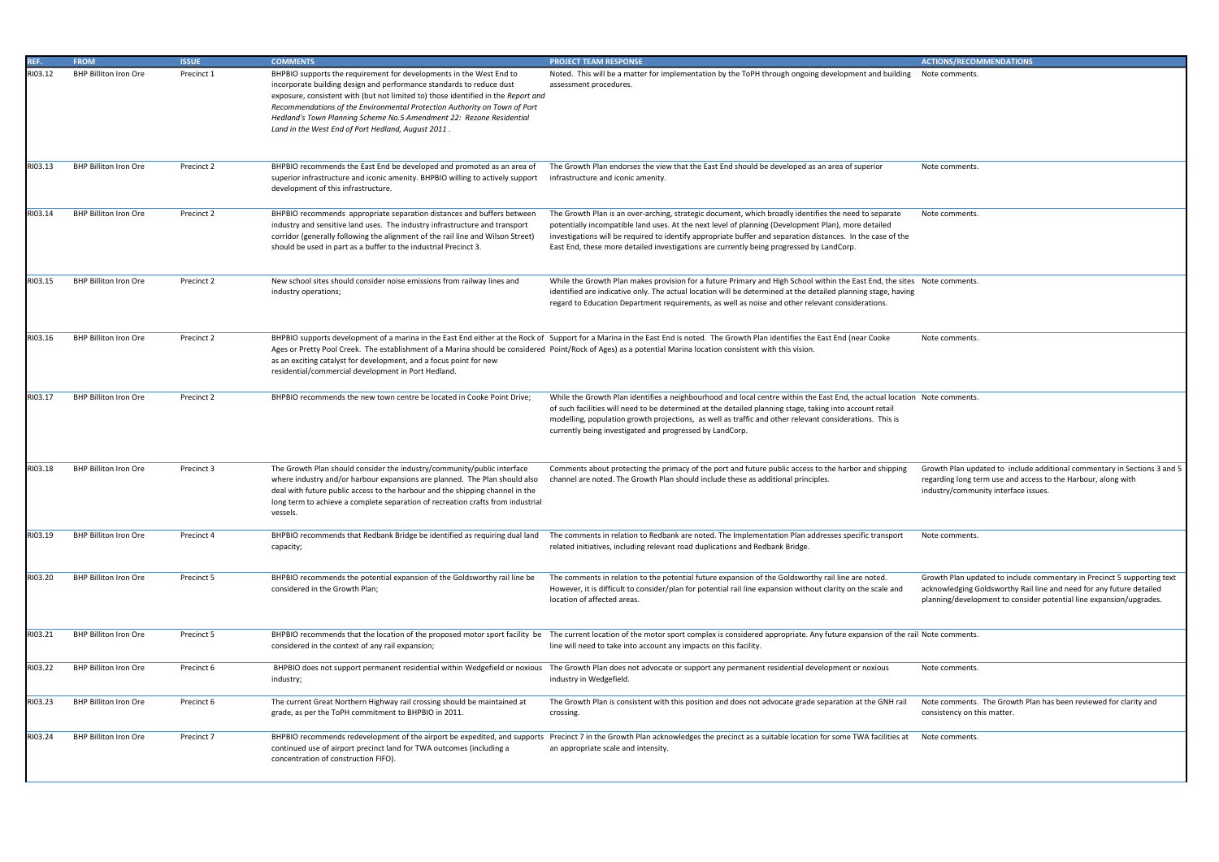| REF. | FROM | ISSUE | COMMENTS | PROJECT TEAM RESPONSE | ACTIONS/RECOMMENDATIONS |
|---|---|---|---|---|---|
| RI03.12 | BHP Billiton Iron Ore | Precinct 1 | BHPBIO supports the requirement for developments in the West End to incorporate building design and performance standards to reduce dust exposure, consistent with (but not limited to) those identified in the *Report and Recommendations of the Environmental Protection Authority on Town of Port Hedland's Town Planning Scheme No.5 Amendment 22: Rezone Residential Land in the West End of Port Hedland, August 2011*. | Noted. This will be a matter for implementation by the ToPH through ongoing development and building assessment procedures. | Note comments. |
| RI03.13 | BHP Billiton Iron Ore | Precinct 2 | BHPBIO recommends the East End be developed and promoted as an area of superior infrastructure and iconic amenity. BHPBIO willing to actively support development of this infrastructure. | The Growth Plan endorses the view that the East End should be developed as an area of superior infrastructure and iconic amenity. | Note comments. |
| RI03.14 | BHP Billiton Iron Ore | Precinct 2 | BHPBIO recommends appropriate separation distances and buffers between industry and sensitive land uses. The industry infrastructure and transport corridor (generally following the alignment of the rail line and Wilson Street) should be used in part as a buffer to the industrial Precinct 3. | The Growth Plan is an over-arching, strategic document, which broadly identifies the need to separate potentially incompatible land uses. At the next level of planning (Development Plan), more detailed investigations will be required to identify appropriate buffer and separation distances. In the case of the East End, these more detailed investigations are currently being progressed by LandCorp. | Note comments. |
| RI03.15 | BHP Billiton Iron Ore | Precinct 2 | New school sites should consider noise emissions from railway lines and industry operations; | While the Growth Plan makes provision for a future Primary and High School within the East End, the sites identified are indicative only. The actual location will be determined at the detailed planning stage, having regard to Education Department requirements, as well as noise and other relevant considerations. | Note comments. |
| RI03.16 | BHP Billiton Iron Ore | Precinct 2 | BHPBIO supports development of a marina in the East End either at the Rock of Ages or Pretty Pool Creek. The establishment of a Marina should be considered as an exciting catalyst for development, and a focus point for new residential/commercial development in Port Hedland. | Support for a Marina in the East End is noted. The Growth Plan identifies the East End (near Cooke Point/Rock of Ages) as a potential Marina location consistent with this vision. | Note comments. |
| RI03.17 | BHP Billiton Iron Ore | Precinct 2 | BHPBIO recommends the new town centre be located in Cooke Point Drive; | While the Growth Plan identifies a neighbourhood and local centre within the East End, the actual location of such facilities will need to be determined at the detailed planning stage, taking into account retail modelling, population growth projections, as well as traffic and other relevant considerations. This is currently being investigated and progressed by LandCorp. | Note comments. |
| RI03.18 | BHP Billiton Iron Ore | Precinct 3 | The Growth Plan should consider the industry/community/public interface where industry and/or harbour expansions are planned. The Plan should also deal with future public access to the harbour and the shipping channel in the long term to achieve a complete separation of recreation crafts from industrial vessels. | Comments about protecting the primacy of the port and future public access to the harbor and shipping channel are noted. The Growth Plan should include these as additional principles. | Growth Plan updated to include additional commentary in Sections 3 and 5 regarding long term use and access to the Harbour, along with industry/community interface issues. |
| RI03.19 | BHP Billiton Iron Ore | Precinct 4 | BHPBIO recommends that Redbank Bridge be identified as requiring dual land capacity; | The comments in relation to Redbank are noted. The Implementation Plan addresses specific transport related initiatives, including relevant road duplications and Redbank Bridge. | Note comments. |
| RI03.20 | BHP Billiton Iron Ore | Precinct 5 | BHPBIO recommends the potential expansion of the Goldsworthy rail line be considered in the Growth Plan; | The comments in relation to the potential future expansion of the Goldsworthy rail line are noted. However, it is difficult to consider/plan for potential rail line expansion without clarity on the scale and location of affected areas. | Growth Plan updated to include commentary in Precinct 5 supporting text acknowledging Goldsworthy Rail line and need for any future detailed planning/development to consider potential line expansion/upgrades. |
| RI03.21 | BHP Billiton Iron Ore | Precinct 5 | BHPBIO recommends that the location of the proposed motor sport facility be considered in the context of any rail expansion; | The current location of the motor sport complex is considered appropriate. Any future expansion of the rail line will need to take into account any impacts on this facility. | Note comments. |
| RI03.22 | BHP Billiton Iron Ore | Precinct 6 | BHPBIO does not support permanent residential within Wedgefield or noxious industry; | The Growth Plan does not advocate or support any permanent residential development or noxious industry in Wedgefield. | Note comments. |
| RI03.23 | BHP Billiton Iron Ore | Precinct 6 | The current Great Northern Highway rail crossing should be maintained at grade, as per the ToPH commitment to BHPBIO in 2011. | The Growth Plan is consistent with this position and does not advocate grade separation at the GNH rail crossing. | Note comments. The Growth Plan has been reviewed for clarity and consistency on this matter. |
| RI03.24 | BHP Billiton Iron Ore | Precinct 7 | BHPBIO recommends redevelopment of the airport be expedited, and supports continued use of airport precinct land for TWA outcomes (including a concentration of construction FIFO). | Precinct 7 in the Growth Plan acknowledges the precinct as a suitable location for some TWA facilities at an appropriate scale and intensity. | Note comments. |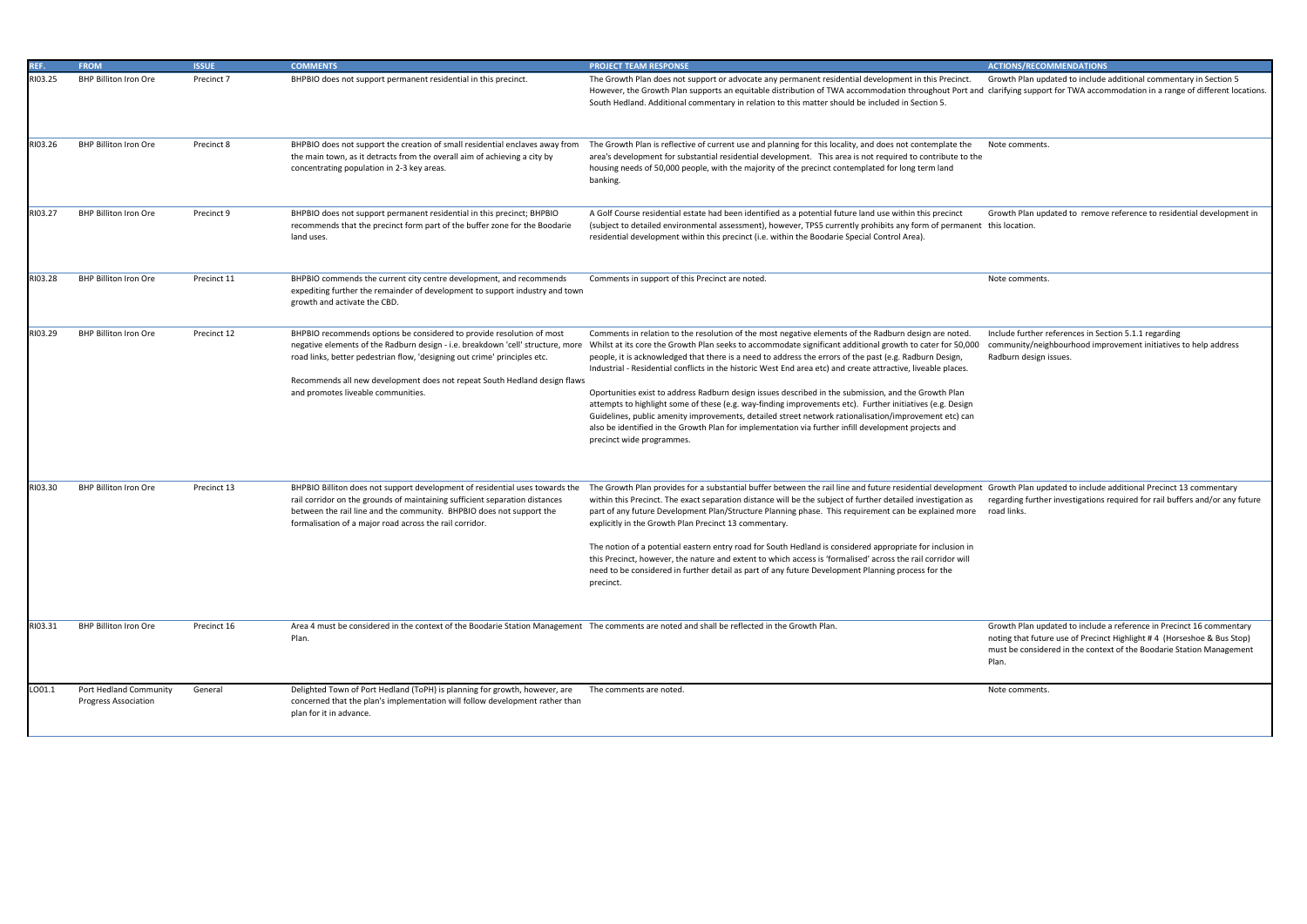| REF. | FROM | ISSUE | COMMENTS | PROJECT TEAM RESPONSE | ACTIONS/RECOMMENDATIONS |
|---|---|---|---|---|---|
| RI03.25 | BHP Billiton Iron Ore | Precinct 7 | BHPBIO does not support permanent residential in this precinct. | The Growth Plan does not support or advocate any permanent residential development in this Precinct. However, the Growth Plan supports an equitable distribution of TWA accommodation throughout Port and South Hedland. Additional commentary in relation to this matter should be included in Section 5. | Growth Plan updated to include additional commentary in Section 5 clarifying support for TWA accommodation in a range of different locations. |
| RI03.26 | BHP Billiton Iron Ore | Precinct 8 | BHPBIO does not support the creation of small residential enclaves away from the main town, as it detracts from the overall aim of achieving a city by concentrating population in 2-3 key areas. | The Growth Plan is reflective of current use and planning for this locality, and does not contemplate the area's development for substantial residential development. This area is not required to contribute to the housing needs of 50,000 people, with the majority of the precinct contemplated for long term land banking. | Note comments. |
| RI03.27 | BHP Billiton Iron Ore | Precinct 9 | BHPBIO does not support permanent residential in this precinct; BHPBIO recommends that the precinct form part of the buffer zone for the Boodarie land uses. | A Golf Course residential estate had been identified as a potential future land use within this precinct (subject to detailed environmental assessment), however, TPS5 currently prohibits any form of permanent residential development within this precinct (i.e. within the Boodarie Special Control Area). | Growth Plan updated to remove reference to residential development in this location. |
| RI03.28 | BHP Billiton Iron Ore | Precinct 11 | BHPBIO commends the current city centre development, and recommends expediting further the remainder of development to support industry and town growth and activate the CBD. | Comments in support of this Precinct are noted. | Note comments. |
| RI03.29 | BHP Billiton Iron Ore | Precinct 12 | BHPBIO recommends options be considered to provide resolution of most negative elements of the Radburn design - i.e. breakdown 'cell' structure, more road links, better pedestrian flow, 'designing out crime' principles etc.<br><br>Recommends all new development does not repeat South Hedland design flaws and promotes liveable communities. | Comments in relation to the resolution of the most negative elements of the Radburn design are noted. Whilst at its core the Growth Plan seeks to accommodate significant additional growth to cater for 50,000 people, it is acknowledged that there is a need to address the errors of the past (e.g. Radburn Design, Industrial - Residential conflicts in the historic West End area etc) and create attractive, liveable places.<br><br>Oportunities exist to address Radburn design issues described in the submission, and the Growth Plan attempts to highlight some of these (e.g. way-finding improvements etc). Further initiatives (e.g. Design Guidelines, public amenity improvements, detailed street network rationalisation/improvement etc) can also be identified in the Growth Plan for implementation via further infill development projects and precinct wide programmes. | Include further references in Section 5.1.1 regarding community/neighbourhood improvement initiatives to help address Radburn design issues. |
| RI03.30 | BHP Billiton Iron Ore | Precinct 13 | BHPBIO Billiton does not support development of residential uses towards the rail corridor on the grounds of maintaining sufficient separation distances between the rail line and the community. BHPBIO does not support the formalisation of a major road across the rail corridor. | The Growth Plan provides for a substantial buffer between the rail line and future residential development within this Precinct. The exact separation distance will be the subject of further detailed investigation as part of any future Development Plan/Structure Planning phase. This requirement can be explained more explicitly in the Growth Plan Precinct 13 commentary.<br><br>The notion of a potential eastern entry road for South Hedland is considered appropriate for inclusion in this Precinct, however, the nature and extent to which access is 'formalised' across the rail corridor will need to be considered in further detail as part of any future Development Planning process for the precinct. | Growth Plan updated to include additional Precinct 13 commentary regarding further investigations required for rail buffers and/or any future road links. |
| RI03.31 | BHP Billiton Iron Ore | Precinct 16 | Area 4 must be considered in the context of the Boodarie Station Management Plan. | The comments are noted and shall be reflected in the Growth Plan. | Growth Plan updated to include a reference in Precinct 16 commentary noting that future use of Precinct Highlight # 4 (Horseshoe & Bus Stop) must be considered in the context of the Boodarie Station Management Plan. |
| LO01.1 | Port Hedland Community Progress Association | General | Delighted Town of Port Hedland (ToPH) is planning for growth, however, are concerned that the plan's implementation will follow development rather than plan for it in advance. | The comments are noted. | Note comments. |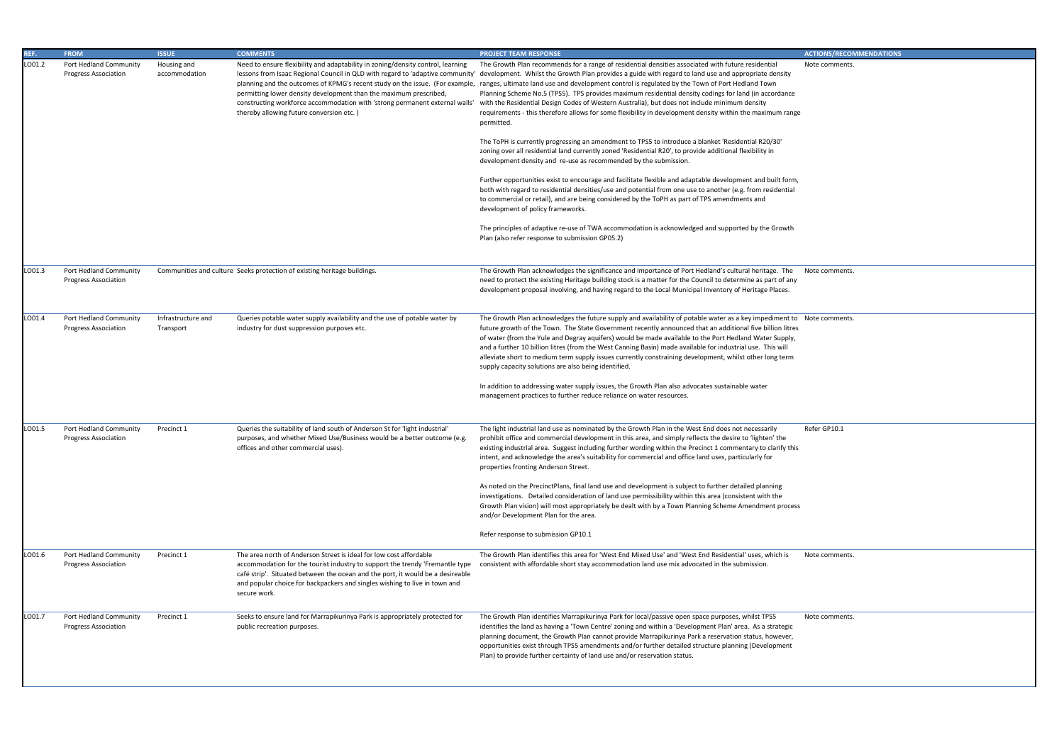| REF. | FROM | ISSUE | COMMENTS | PROJECT TEAM RESPONSE | ACTIONS/RECOMMENDATIONS |
|---|---|---|---|---|---|
| LO01.2 | Port Hedland Community Progress Association | Housing and accommodation | Need to ensure flexibility and adaptability in zoning/density control, learning lessons from Isaac Regional Council in QLD with regard to 'adaptive community' planning and the outcomes of KPMG's recent study on the issue. (For example, permitting lower density development than the maximum prescribed, constructing workforce accommodation with 'strong permanent external walls' thereby allowing future conversion etc. ) | The Growth Plan recommends for a range of residential densities associated with future residential development. Whilst the Growth Plan provides a guide with regard to land use and appropriate density ranges, ultimate land use and development control is regulated by the Town of Port Hedland Town Planning Scheme No.5 (TPS5). TPS provides maximum residential density codings for land (in accordance with the Residential Design Codes of Western Australia), but does not include minimum density requirements - this therefore allows for some flexibility in development density within the maximum range permitted.<br><br>The ToPH is currently progressing an amendment to TPS5 to introduce a blanket 'Residential R20/30' zoning over all residential land currently zoned 'Residential R20', to provide additional flexibility in development density and re-use as recommended by the submission.<br><br>Further opportunities exist to encourage and facilitate flexible and adaptable development and built form, both with regard to residential densities/use and potential from one use to another (e.g. from residential to commercial or retail), and are being considered by the ToPH as part of TPS amendments and development of policy frameworks.<br><br>The principles of adaptive re-use of TWA accommodation is acknowledged and supported by the Growth Plan (also refer response to submission GP05.2) | Note comments. |
| LO01.3 | Port Hedland Community Progress Association | Communities and culture | Seeks protection of existing heritage buildings. | The Growth Plan acknowledges the significance and importance of Port Hedland's cultural heritage. The need to protect the existing Heritage building stock is a matter for the Council to determine as part of any development proposal involving, and having regard to the Local Municipal Inventory of Heritage Places. | Note comments. |
| LO01.4 | Port Hedland Community Progress Association | Infrastructure and Transport | Queries potable water supply availability and the use of potable water by industry for dust suppression purposes etc. | The Growth Plan acknowledges the future supply and availability of potable water as a key impediment to future growth of the Town. The State Government recently announced that an additional five billion litres of water (from the Yule and Degray aquifers) would be made available to the Port Hedland Water Supply, and a further 10 billion litres (from the West Canning Basin) made available for industrial use. This will alleviate short to medium term supply issues currently constraining development, whilst other long term supply capacity solutions are also being identified.<br><br>In addition to addressing water supply issues, the Growth Plan also advocates sustainable water management practices to further reduce reliance on water resources. | Note comments. |
| LO01.5 | Port Hedland Community Progress Association | Precinct 1 | Queries the suitability of land south of Anderson St for 'light industrial' purposes, and whether Mixed Use/Business would be a better outcome (e.g. offices and other commercial uses). | The light industrial land use as nominated by the Growth Plan in the West End does not necessarily prohibit office and commercial development in this area, and simply reflects the desire to 'lighten' the existing industrial area. Suggest including further wording within the Precinct 1 commentary to clarify this intent, and acknowledge the area's suitability for commercial and office land uses, particularly for properties fronting Anderson Street.<br><br>As noted on the PrecinctPlans, final land use and development is subject to further detailed planning investigations. Detailed consideration of land use permissibility within this area (consistent with the Growth Plan vision) will most appropriately be dealt with by a Town Planning Scheme Amendment process and/or Development Plan for the area.<br><br>Refer response to submission GP10.1 | Refer GP10.1 |
| LO01.6 | Port Hedland Community Progress Association | Precinct 1 | The area north of Anderson Street is ideal for low cost affordable accommodation for the tourist industry to support the trendy 'Fremantle type café strip'. Situated between the ocean and the port, it would be a desireable and popular choice for backpackers and singles wishing to live in town and secure work. | The Growth Plan identifies this area for 'West End Mixed Use' and 'West End Residential' uses, which is consistent with affordable short stay accommodation land use mix advocated in the submission. | Note comments. |
| LO01.7 | Port Hedland Community Progress Association | Precinct 1 | Seeks to ensure land for Marrapikurinya Park is appropriately protected for public recreation purposes. | The Growth Plan identifies Marrapikurinya Park for local/passive open space purposes, whilst TPS5 identifies the land as having a 'Town Centre' zoning and within a 'Development Plan' area. As a strategic planning document, the Growth Plan cannot provide Marrapikurinya Park a reservation status, however, opportunities exist through TPS5 amendments and/or further detailed structure planning (Development Plan) to provide further certainty of land use and/or reservation status. | Note comments. |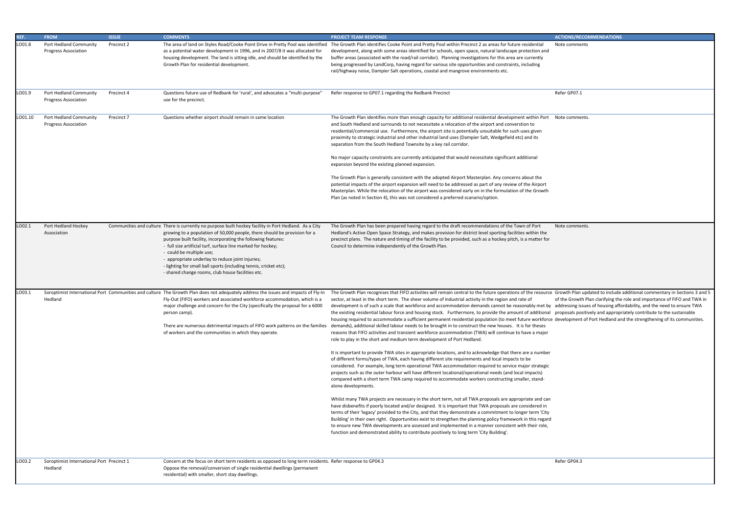| REF. | FROM | ISSUE | COMMENTS | PROJECT TEAM RESPONSE | ACTIONS/RECOMMENDATIONS |
|---|---|---|---|---|---|
| LO01.8 | Port Hedland Community Progress Association | Precinct 2 | The area of land on Styles Road/Cooke Point Drive in Pretty Pool was identified as a potential water development in 1996, and in 2007/8 it was allocated for housing development. The land is sitting idle, and should be identified by the Growth Plan for residential development. | The Growth Plan identifies Cooke Point and Pretty Pool within Precinct 2 as areas for future residential development, along with some areas identified for schools, open space, natural landscape protection and buffer areas (associated with the road/rail corridor). Planning investigations for this area are currently being progressed by LandCorp, having regard for various site opportunities and constraints, including rail/highway noise, Dampier Salt operations, coastal and mangrove environments etc. | Note comments |
| LO01.9 | Port Hedland Community Progress Association | Precinct 4 | Questions future use of Redbank for 'rural', and advocates a "multi-purpose" use for the precinct. | Refer response to GP07.1 regarding the Redbank Precinct | Refer GP07.1 |
| LO01.10 | Port Hedland Community Progress Association | Precinct 7 | Questions whether airport should remain in same location | The Growth Plan identifies more than enough capacity for additional residential development within Port and South Hedland and surrounds to not necessitate a relocation of the airport and converstion to residential/commercial use. Furthermore, the airport site is potentially unsuitable for such uses given proximity to strategic industrial and other industrial land uses (Dampier Salt, Wedgefield etc) and its separation from the South Hedland Townsite by a key rail corridor.<br><br>No major capacity constraints are currently anticipated that would necessitate significant additional expansion beyond the existing planned expansion.<br><br>The Growth Plan is generally consistent with the adopted Airport Masterplan. Any concerns about the potential impacts of the airport expansion will need to be addressed as part of any review of the Airport Masterplan. While the relocation of the airport was considered early on in the formulation of the Growth Plan (as noted in Section 4), this was not considered a preferred scenario/option. | Note comments. |
| LO02.1 | Port Hedland Hockey Association | Communities and culture | There is currently no purpose built hockey facility in Port Hedland. As a City growing to a population of 50,000 people, there should be provision for a purpose built facility, incorporating the following features:<br>- full size artificial turf, surface line marked for hockey;<br>- could be multiple use;<br>- appropriate underlay to reduce joint injuries;<br>- lighting for small ball sports (including tennis, cricket etc);<br>- shared change rooms, club house facilities etc. | The Growth Plan has been prepared having regard to the draft recommendations of the Town of Port Hedland's Active Open Space Strategy, and makes provision for district level sporting facilities within the precinct plans. The nature and timing of the facility to be provided, such as a hockey pitch, is a matter for Council to determine independently of the Growth Plan. | Note comments. |
| LO03.1 | Soroptimist International Port Hedland | Communities and culture | The Growth Plan does not adequately address the issues and impacts of Fly-In Fly-Out (FIFO) workers and associated workforce accommodation, which is a major challenge and concern for the City (specifically the proposal for a 6000 person camp).<br><br>There are numerous detrimental impacts of FIFO work patterns on the families of workers and the communities in which they operate. | The Growth Plan recognises that FIFO activities will remain central to the future operations of the resource sector, at least in the short term. The sheer volume of industrial activity in the region and rate of development is of such a scale that workforce and accommodation demands cannot be reasonably met by the existing residential labour force and housing stock. Furthermore, to provide the amount of additional housing required to accommodate a sufficient permanent residential population (to meet future workforce demands), additional skilled labour needs to be brought in to construct the new houses. It is for theses reasons that FIFO activities and transient workforce accommodation (TWA) will continue to have a major role to play in the short and medium term development of Port Hedland.<br><br>It is important to provide TWA sites in appropriate locations, and to acknowledge that there are a number of different forms/types of TWA, each having different site requirements and local impacts to be considered. For example, long term operational TWA accommodation required to service major strategic projects such as the outer harbour will have different locational/operational needs (and local impacts) compared with a short term TWA camp required to accommodate workers constructing smaller, stand-alone developments.<br><br>Whilst many TWA projects are necessary in the short term, not all TWA proposals are appropriate and can have disbenefits if poorly located and/or designed. It is important that TWA proposals are considered in terms of their 'legacy' provided to the City, and that they demonstrate a commitment to longer term 'City Building' in their own right. Opportunities exist to strengthen the planning policy framework in this regard to ensure new TWA developments are assessed and implemented in a manner consistent with their role, function and demonstrated ability to contribute positively to long term 'City Building'. | Growth Plan updated to include additional commentary in Sections 3 and 5 of the Growth Plan clarifying the role and importance of FIFO and TWA in addressing issues of housing affordability, and the need to ensure TWA proposals positively and appropriately contribute to the sustainable development of Port Hedland and the strengthening of its communities. |
| LO03.2 | Soroptimist International Port Hedland | Precinct 1 | Concern at the focus on short term residents as opposed to long term residents. Oppose the removal/conversion of single residential dwellings (permanent residential) with smaller, short stay dwellings. | Refer response to GP04.3 | Refer GP04.3 |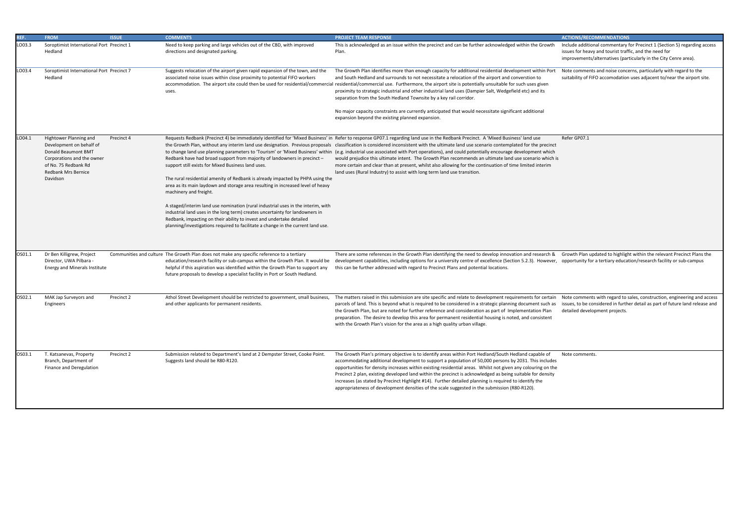| REF. | FROM | ISSUE | COMMENTS | PROJECT TEAM RESPONSE | ACTIONS/RECOMMENDATIONS |
|---|---|---|---|---|---|
| LO03.3 | Soroptimist International Port Hedland | Precinct 1 | Need to keep parking and large vehicles out of the CBD, with improved directions and designated parking. | This is acknowledged as an issue within the precinct and can be further acknowledged within the Growth Plan. | Include additional commentary for Precinct 1 (Section 5) regarding access issues for heavy and tourist traffic, and the need for improvements/alternatives (particularly in the City Centre area). |
| LO03.4 | Soroptimist International Port Hedland | Precinct 7 | Suggests relocation of the airport given rapid expansion of the town, and the associated noise issues within close proximity to potential FIFO workers accommodation. The airport site could then be used for residential/commercial uses. | The Growth Plan identifies more than enough capacity for additional residential development within Port and South Hedland and surrounds to not necessitate a relocation of the airport and conversion to residential/commercial use. Furthermore, the airport site is potentially unsuitable for such uses given proximity to strategic industrial and other industrial land uses (Dampier Salt, Wedgefield etc) and its separation from the South Hedland Townsite by a key rail corridor.<br><br>No major capacity constraints are currently anticipated that would necessitate significant additional expansion beyond the existing planned expansion. | Note comments and noise concerns, particularly with regard to the suitability of FIFO accomodation uses adjacent to/near the airport site. |
| LO04.1 | Hightower Planning and Development on behalf of Donald Beaumont BMT Corporations and the owner of No. 75 Redbank Rd Redbank Mrs Bernice Davidson | Precinct 4 | Requests Redbank (Precinct 4) be immediately identified for 'Mixed Business' in the Growth Plan, without any interim land use designation. Previous proposals to change land use planning parameters to 'Tourism' or 'Mixed Business' within Redbank have had broad support from majority of landowners in precinct – support still exists for Mixed Business land uses.<br><br>The rural residential amenity of Redbank is already impacted by PHPA using the area as its main laydown and storage area resulting in increased level of heavy machinery and freight.<br><br>A staged/interim land use nomination (rural industrial uses in the interim, with industrial land uses in the long term) creates uncertainty for landowners in Redbank, impacting on their ability to invest and undertake detailed planning/investigations required to facilitate a change in the current land use. | Refer to response GP07.1 regarding land use in the Redbank Precinct. A 'Mixed Business' land use classification is considered inconsistent with the ultimate land use scenario contemplated for the precinct (e.g. industrial use associated with Port operations), and could potentially encourage development which would prejudice this ultimate intent. The Growth Plan recommends an ultimate land use scenario which is more certain and clear than at present, whilst also allowing for the continuation of time limited interim land uses (Rural Industry) to assist with long term land use transition. | Refer GP07.1 |
| OS01.1 | Dr Ben Killigrew, Project Director, UWA Pilbara - Energy and Minerals Institute | Communities and culture | The Growth Plan does not make any specific reference to a tertiary education/research facility or sub-campus within the Growth Plan. It would be helpful if this aspiration was identified within the Growth Plan to support any future proposals to develop a specialist facility in Port or South Hedland. | There are some references in the Growth Plan identifying the need to develop innovation and research & development capabilities, including options for a university centre of excellence (Section 5.2.3). However, this can be further addressed with regard to Precinct Plans and potential locations. | Growth Plan updated to highlight within the relevant Precinct Plans the opportunity for a tertiary education/research facility or sub-campus |
| OS02.1 | MAK Jap Surveyors and Engineers | Precinct 2 | Athol Street Development should be restricted to government, small business, and other applicants for permanent residents. | The matters raised in this submission are site specific and relate to development requirements for certain parcels of land. This is beyond what is required to be considered in a strategic planning document such as the Growth Plan, but are noted for further reference and consideration as part of Implementation Plan preparation. The desire to develop this area for permanent residential housing is noted, and consistent with the Growth Plan's vision for the area as a high quality urban village. | Note comments with regard to sales, construction, engineering and access issues, to be considered in further detail as part of future land release and detailed development projects. |
| OS03.1 | T. Katsanevas, Property Branch, Department of Finance and Deregulation | Precinct 2 | Submission related to Department's land at 2 Dempster Street, Cooke Point. Suggests land should be R80-R120. | The Growth Plan's primary objective is to identify areas within Port Hedland/South Hedland capable of accommodating additional development to support a population of 50,000 persons by 2031. This includes opportunities for density increases within existing residential areas. Whilst not given any colouring on the Precinct 2 plan, existing developed land within the precinct is acknowledged as being suitable for density increases (as stated by Precinct Highlight #14). Further detailed planning is required to identify the appropriateness of development densities of the scale suggested in the submission (R80-R120). | Note comments. |